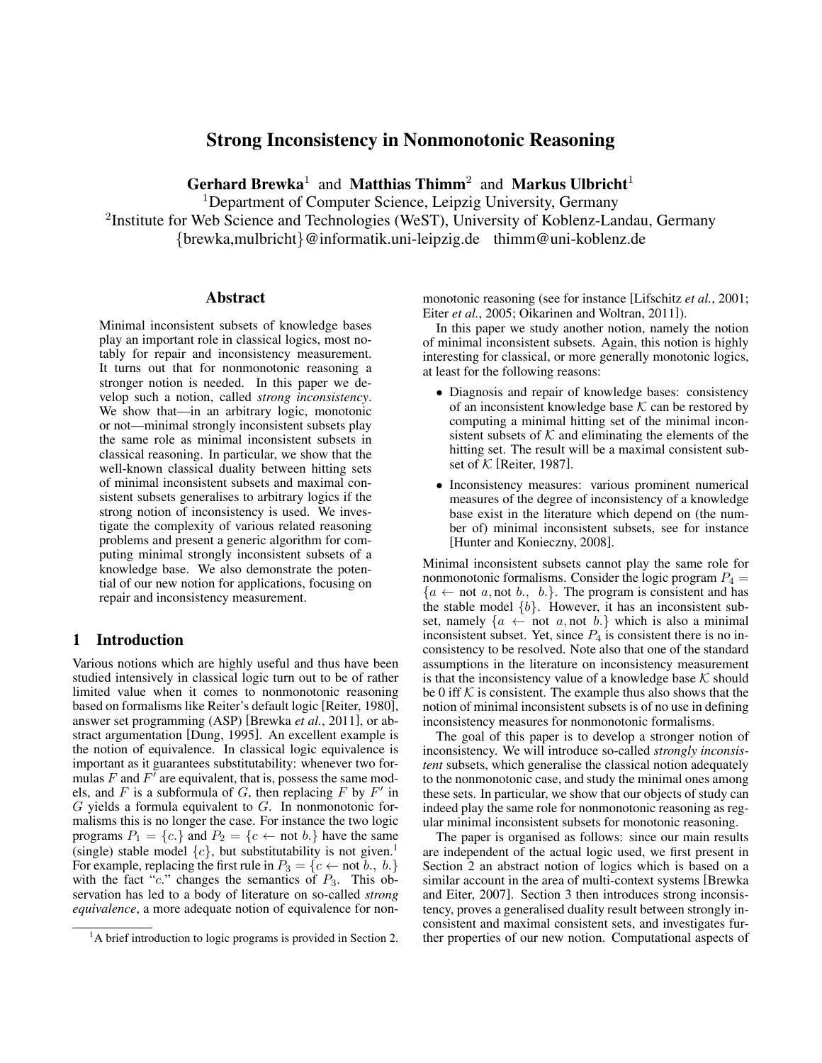# Strong Inconsistency in Nonmonotonic Reasoning

**Gerhard Brewka**[1] and **Matthias Thimm**[2] and **Markus Ulbricht**[1]

[1]Department of Computer Science, Leipzig University, Germany

[2]Institute for Web Science and Technologies (WeST), University of Koblenz-Landau, Germany

{brewka,mulbricht}@informatik.uni-leipzig.de thimm@uni-koblenz.de

## Abstract

Minimal inconsistent subsets of knowledge bases play an important role in classical logics, most notably for repair and inconsistency measurement. It turns out that for nonmonotonic reasoning a stronger notion is needed. In this paper we develop such a notion, called *strong inconsistency*. We show that—in an arbitrary logic, monotonic or not—minimal strongly inconsistent subsets play the same role as minimal inconsistent subsets in classical reasoning. In particular, we show that the well-known classical duality between hitting sets of minimal inconsistent subsets and maximal consistent subsets generalises to arbitrary logics if the strong notion of inconsistency is used. We investigate the complexity of various related reasoning problems and present a generic algorithm for computing minimal strongly inconsistent subsets of a knowledge base. We also demonstrate the potential of our new notion for applications, focusing on repair and inconsistency measurement.

## 1 Introduction

Various notions which are highly useful and thus have been studied intensively in classical logic turn out to be of rather limited value when it comes to nonmonotonic reasoning based on formalisms like Reiter's default logic [Reiter, 1980], answer set programming (ASP) [Brewka *et al.*, 2011], or abstract argumentation [Dung, 1995]. An excellent example is the notion of equivalence. In classical logic equivalence is important as it guarantees substitutability: whenever two formulas $F$ and $F'$ are equivalent, that is, possess the same models, and $F$ is a subformula of $G$, then replacing $F$ by $F'$ in $G$ yields a formula equivalent to $G$. In nonmonotonic formalisms this is no longer the case. For instance the two logic programs $P_1 = \{c.\}$ and $P_2 = \{c \leftarrow \text{not } b.\}$ have the same (single) stable model $\{c\}$, but substitutability is not given.[1] For example, replacing the first rule in $P_3 = \{c \leftarrow \text{not } b.,\ b.\}$ with the fact "$c$." changes the semantics of $P_3$. This observation has led to a body of literature on so-called *strong equivalence*, a more adequate notion of equivalence for nonmonotonic reasoning (see for instance [Lifschitz *et al.*, 2001; Eiter *et al.*, 2005; Oikarinen and Woltran, 2011]).

In this paper we study another notion, namely the notion of minimal inconsistent subsets. Again, this notion is highly interesting for classical, or more generally monotonic logics, at least for the following reasons:

- Diagnosis and repair of knowledge bases: consistency of an inconsistent knowledge base $\mathcal{K}$ can be restored by computing a minimal hitting set of the minimal inconsistent subsets of $\mathcal{K}$ and eliminating the elements of the hitting set. The result will be a maximal consistent subset of $\mathcal{K}$ [Reiter, 1987].
- Inconsistency measures: various prominent numerical measures of the degree of inconsistency of a knowledge base exist in the literature which depend on (the number of) minimal inconsistent subsets, see for instance [Hunter and Konieczny, 2008].

Minimal inconsistent subsets cannot play the same role for nonmonotonic formalisms. Consider the logic program $P_4 = \{a \leftarrow \text{not } a, \text{not } b.,\ b.\}$. The program is consistent and has the stable model $\{b\}$. However, it has an inconsistent subset, namely $\{a \leftarrow \text{not } a, \text{not } b.\}$ which is also a minimal inconsistent subset. Yet, since $P_4$ is consistent there is no inconsistency to be resolved. Note also that one of the standard assumptions in the literature on inconsistency measurement is that the inconsistency value of a knowledge base $\mathcal{K}$ should be 0 iff $\mathcal{K}$ is consistent. The example thus also shows that the notion of minimal inconsistent subsets is of no use in defining inconsistency measures for nonmonotonic formalisms.

The goal of this paper is to develop a stronger notion of inconsistency. We will introduce so-called *strongly inconsistent* subsets, which generalise the classical notion adequately to the nonmonotonic case, and study the minimal ones among these sets. In particular, we show that our objects of study can indeed play the same role for nonmonotonic reasoning as regular minimal inconsistent subsets for monotonic reasoning.

The paper is organised as follows: since our main results are independent of the actual logic used, we first present in Section 2 an abstract notion of logics which is based on a similar account in the area of multi-context systems [Brewka and Eiter, 2007]. Section 3 then introduces strong inconsistency, proves a generalised duality result between strongly inconsistent and maximal consistent sets, and investigates further properties of our new notion. Computational aspects of

[1]A brief introduction to logic programs is provided in Section 2.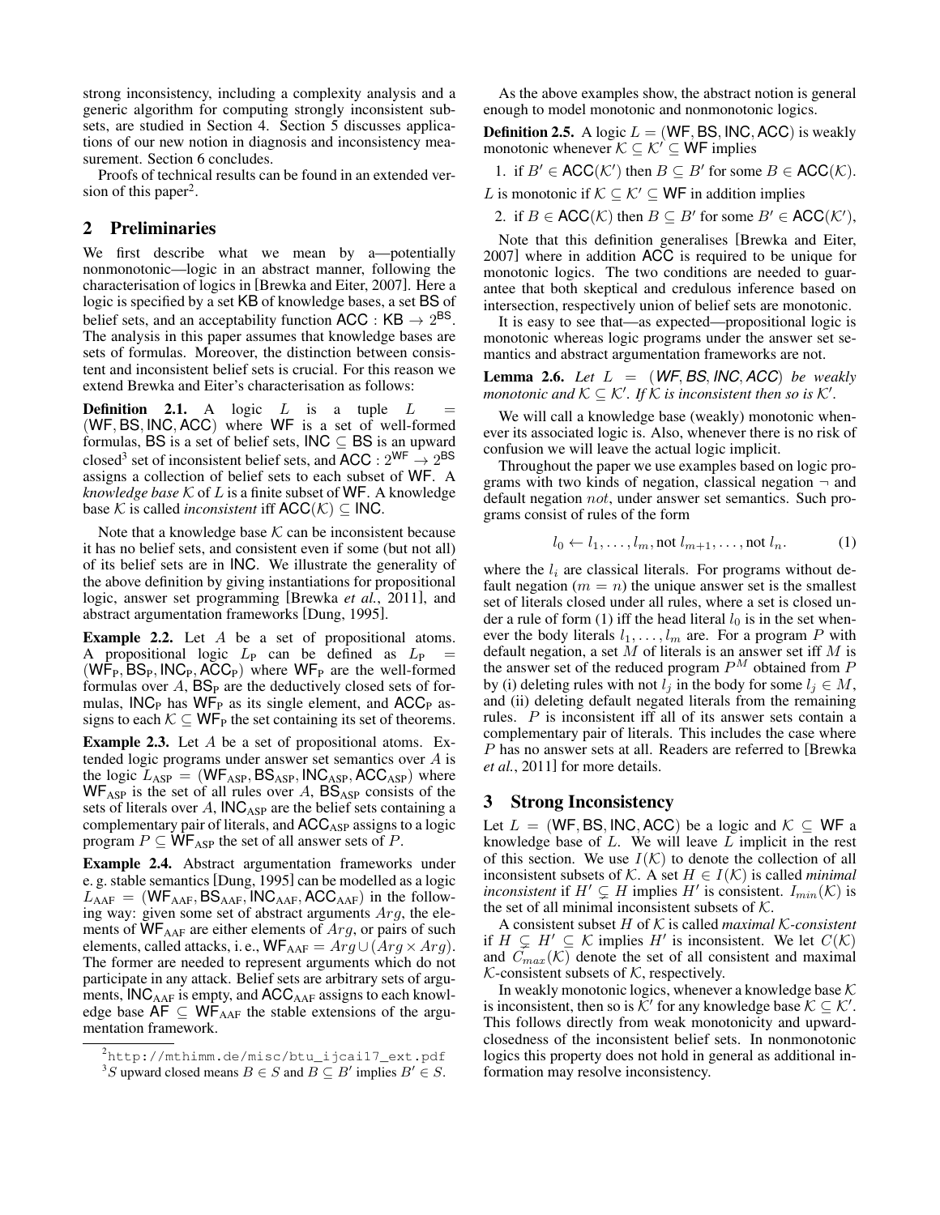strong inconsistency, including a complexity analysis and a generic algorithm for computing strongly inconsistent subsets, are studied in Section 4. Section 5 discusses applications of our new notion in diagnosis and inconsistency measurement. Section 6 concludes.

Proofs of technical results can be found in an extended version of this paper[2].

## 2 Preliminaries

We first describe what we mean by a—potentially nonmonotonic—logic in an abstract manner, following the characterisation of logics in [Brewka and Eiter, 2007]. Here a logic is specified by a set $\mathsf{KB}$ of knowledge bases, a set $\mathsf{BS}$ of belief sets, and an acceptability function $\mathsf{ACC} : \mathsf{KB} \to 2^{\mathsf{BS}}$. The analysis in this paper assumes that knowledge bases are sets of formulas. Moreover, the distinction between consistent and inconsistent belief sets is crucial. For this reason we extend Brewka and Eiter's characterisation as follows:

**Definition 2.1.** A logic $L$ is a tuple $L = (\mathsf{WF}, \mathsf{BS}, \mathsf{INC}, \mathsf{ACC})$ where $\mathsf{WF}$ is a set of well-formed formulas, $\mathsf{BS}$ is a set of belief sets, $\mathsf{INC} \subseteq \mathsf{BS}$ is an upward closed[3] set of inconsistent belief sets, and $\mathsf{ACC} : 2^{\mathsf{WF}} \to 2^{\mathsf{BS}}$ assigns a collection of belief sets to each subset of $\mathsf{WF}$. A *knowledge base* $\mathcal{K}$ of $L$ is a finite subset of $\mathsf{WF}$. A knowledge base $\mathcal{K}$ is called *inconsistent* iff $\mathsf{ACC}(\mathcal{K}) \subseteq \mathsf{INC}$.

Note that a knowledge base $\mathcal{K}$ can be inconsistent because it has no belief sets, and consistent even if some (but not all) of its belief sets are in $\mathsf{INC}$. We illustrate the generality of the above definition by giving instantiations for propositional logic, answer set programming [Brewka *et al.*, 2011], and abstract argumentation frameworks [Dung, 1995].

**Example 2.2.** Let $A$ be a set of propositional atoms. A propositional logic $L_{\mathrm{P}}$ can be defined as $L_{\mathrm{P}} = (\mathsf{WF}_{\mathrm{P}}, \mathsf{BS}_{\mathrm{P}}, \mathsf{INC}_{\mathrm{P}}, \mathsf{ACC}_{\mathrm{P}})$ where $\mathsf{WF}_{\mathrm{P}}$ are the well-formed formulas over $A$, $\mathsf{BS}_{\mathrm{P}}$ are the deductively closed sets of formulas, $\mathsf{INC}_{\mathrm{P}}$ has $\mathsf{WF}_{\mathrm{P}}$ as its single element, and $\mathsf{ACC}_{\mathrm{P}}$ assigns to each $\mathcal{K} \subseteq \mathsf{WF}_{\mathrm{P}}$ the set containing its set of theorems.

**Example 2.3.** Let $A$ be a set of propositional atoms. Extended logic programs under answer set semantics over $A$ is the logic $L_{\mathrm{ASP}} = (\mathsf{WF}_{\mathrm{ASP}}, \mathsf{BS}_{\mathrm{ASP}}, \mathsf{INC}_{\mathrm{ASP}}, \mathsf{ACC}_{\mathrm{ASP}})$ where $\mathsf{WF}_{\mathrm{ASP}}$ is the set of all rules over $A$, $\mathsf{BS}_{\mathrm{ASP}}$ consists of the sets of literals over $A$, $\mathsf{INC}_{\mathrm{ASP}}$ are the belief sets containing a complementary pair of literals, and $\mathsf{ACC}_{\mathrm{ASP}}$ assigns to a logic program $P \subseteq \mathsf{WF}_{\mathrm{ASP}}$ the set of all answer sets of $P$.

**Example 2.4.** Abstract argumentation frameworks under e. g. stable semantics [Dung, 1995] can be modelled as a logic $L_{\mathrm{AAF}} = (\mathsf{WF}_{\mathrm{AAF}}, \mathsf{BS}_{\mathrm{AAF}}, \mathsf{INC}_{\mathrm{AAF}}, \mathsf{ACC}_{\mathrm{AAF}})$ in the following way: given some set of abstract arguments $Arg$, the elements of $\mathsf{WF}_{\mathrm{AAF}}$ are either elements of $Arg$, or pairs of such elements, called attacks, i. e., $\mathsf{WF}_{\mathrm{AAF}} = Arg \cup (Arg \times Arg)$. The former are needed to represent arguments which do not participate in any attack. Belief sets are arbitrary sets of arguments, $\mathsf{INC}_{\mathrm{AAF}}$ is empty, and $\mathsf{ACC}_{\mathrm{AAF}}$ assigns to each knowledge base $\mathsf{AF} \subseteq \mathsf{WF}_{\mathrm{AAF}}$ the stable extensions of the argumentation framework.

[2] http://mthimm.de/misc/btu_ijcai17_ext.pdf

[3] $S$ upward closed means $B \in S$ and $B \subseteq B'$ implies $B' \in S$.

As the above examples show, the abstract notion is general enough to model monotonic and nonmonotonic logics.

**Definition 2.5.** A logic $L = (\mathsf{WF}, \mathsf{BS}, \mathsf{INC}, \mathsf{ACC})$ is weakly monotonic whenever $\mathcal{K} \subseteq \mathcal{K}' \subseteq \mathsf{WF}$ implies

1. if $B' \in \mathsf{ACC}(\mathcal{K}')$ then $B \subseteq B'$ for some $B \in \mathsf{ACC}(\mathcal{K})$.

$L$ is monotonic if $\mathcal{K} \subseteq \mathcal{K}' \subseteq \mathsf{WF}$ in addition implies

2. if $B \in \mathsf{ACC}(\mathcal{K})$ then $B \subseteq B'$ for some $B' \in \mathsf{ACC}(\mathcal{K}')$,

Note that this definition generalises [Brewka and Eiter, 2007] where in addition $\mathsf{ACC}$ is required to be unique for monotonic logics. The two conditions are needed to guarantee that both skeptical and credulous inference based on intersection, respectively union of belief sets are monotonic.

It is easy to see that—as expected—propositional logic is monotonic whereas logic programs under the answer set semantics and abstract argumentation frameworks are not.

**Lemma 2.6.** *Let $L = (\mathsf{WF}, \mathsf{BS}, \mathsf{INC}, \mathsf{ACC})$ be weakly monotonic and $\mathcal{K} \subseteq \mathcal{K}'$. If $\mathcal{K}$ is inconsistent then so is $\mathcal{K}'$.*

We will call a knowledge base (weakly) monotonic whenever its associated logic is. Also, whenever there is no risk of confusion we will leave the actual logic implicit.

Throughout the paper we use examples based on logic programs with two kinds of negation, classical negation $\neg$ and default negation $not$, under answer set semantics. Such programs consist of rules of the form

$$l_0 \leftarrow l_1, \ldots, l_m, \text{not } l_{m+1}, \ldots, \text{not } l_n. \tag{1}$$

where the $l_i$ are classical literals. For programs without default negation ($m = n$) the unique answer set is the smallest set of literals closed under all rules, where a set is closed under a rule of form (1) iff the head literal $l_0$ is in the set whenever the body literals $l_1, \ldots, l_m$ are. For a program $P$ with default negation, a set $M$ of literals is an answer set iff $M$ is the answer set of the reduced program $P^M$ obtained from $P$ by (i) deleting rules with not $l_j$ in the body for some $l_j \in M$, and (ii) deleting default negated literals from the remaining rules. $P$ is inconsistent iff all of its answer sets contain a complementary pair of literals. This includes the case where $P$ has no answer sets at all. Readers are referred to [Brewka *et al.*, 2011] for more details.

## 3 Strong Inconsistency

Let $L = (\mathsf{WF}, \mathsf{BS}, \mathsf{INC}, \mathsf{ACC})$ be a logic and $\mathcal{K} \subseteq \mathsf{WF}$ a knowledge base of $L$. We will leave $L$ implicit in the rest of this section. We use $I(\mathcal{K})$ to denote the collection of all inconsistent subsets of $\mathcal{K}$. A set $H \in I(\mathcal{K})$ is called *minimal inconsistent* if $H' \subsetneq H$ implies $H'$ is consistent. $I_{min}(\mathcal{K})$ is the set of all minimal inconsistent subsets of $\mathcal{K}$.

A consistent subset $H$ of $\mathcal{K}$ is called *maximal $\mathcal{K}$-consistent* if $H \subsetneq H' \subseteq \mathcal{K}$ implies $H'$ is inconsistent. We let $C(\mathcal{K})$ and $C_{max}(\mathcal{K})$ denote the set of all consistent and maximal $\mathcal{K}$-consistent subsets of $\mathcal{K}$, respectively.

In weakly monotonic logics, whenever a knowledge base $\mathcal{K}$ is inconsistent, then so is $\mathcal{K}'$ for any knowledge base $\mathcal{K} \subseteq \mathcal{K}'$. This follows directly from weak monotonicity and upward-closedness of the inconsistent belief sets. In nonmonotonic logics this property does not hold in general as additional information may resolve inconsistency.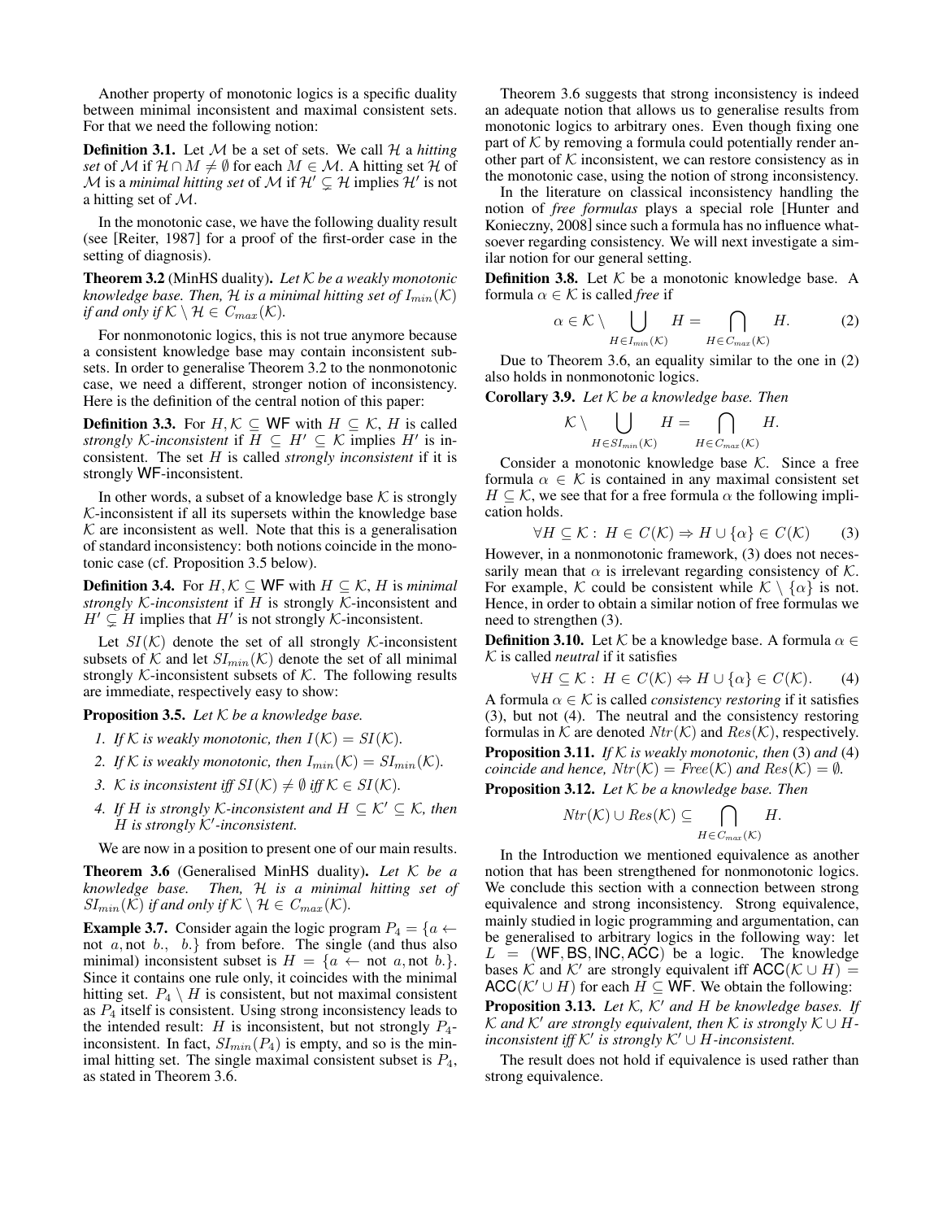Another property of monotonic logics is a specific duality between minimal inconsistent and maximal consistent sets. For that we need the following notion:

**Definition 3.1.** Let $\mathcal{M}$ be a set of sets. We call $\mathcal{H}$ a *hitting set* of $\mathcal{M}$ if $\mathcal{H} \cap M \neq \emptyset$ for each $M \in \mathcal{M}$. A hitting set $\mathcal{H}$ of $\mathcal{M}$ is a *minimal hitting set* of $\mathcal{M}$ if $\mathcal{H}' \subsetneq \mathcal{H}$ implies $\mathcal{H}'$ is not a hitting set of $\mathcal{M}$.

In the monotonic case, we have the following duality result (see [Reiter, 1987] for a proof of the first-order case in the setting of diagnosis).

**Theorem 3.2** (MinHS duality). *Let $\mathcal{K}$ be a weakly monotonic knowledge base. Then, $\mathcal{H}$ is a minimal hitting set of $I_{min}(\mathcal{K})$ if and only if $\mathcal{K} \setminus \mathcal{H} \in C_{max}(\mathcal{K})$.*

For nonmonotonic logics, this is not true anymore because a consistent knowledge base may contain inconsistent subsets. In order to generalise Theorem 3.2 to the nonmonotonic case, we need a different, stronger notion of inconsistency. Here is the definition of the central notion of this paper:

**Definition 3.3.** For $H, \mathcal{K} \subseteq \mathsf{WF}$ with $H \subseteq \mathcal{K}$, $H$ is called *strongly $\mathcal{K}$-inconsistent* if $H \subseteq H' \subseteq \mathcal{K}$ implies $H'$ is inconsistent. The set $H$ is called *strongly inconsistent* if it is strongly $\mathsf{WF}$-inconsistent.

In other words, a subset of a knowledge base $\mathcal{K}$ is strongly $\mathcal{K}$-inconsistent if all its supersets within the knowledge base $\mathcal{K}$ are inconsistent as well. Note that this is a generalisation of standard inconsistency: both notions coincide in the monotonic case (cf. Proposition 3.5 below).

**Definition 3.4.** For $H, \mathcal{K} \subseteq \mathsf{WF}$ with $H \subseteq \mathcal{K}$, $H$ is *minimal strongly $\mathcal{K}$-inconsistent* if $H$ is strongly $\mathcal{K}$-inconsistent and $H' \subsetneq H$ implies that $H'$ is not strongly $\mathcal{K}$-inconsistent.

Let $SI(\mathcal{K})$ denote the set of all strongly $\mathcal{K}$-inconsistent subsets of $\mathcal{K}$ and let $SI_{min}(\mathcal{K})$ denote the set of all minimal strongly $\mathcal{K}$-inconsistent subsets of $\mathcal{K}$. The following results are immediate, respectively easy to show:

**Proposition 3.5.** *Let $\mathcal{K}$ be a knowledge base.*

1. *If $\mathcal{K}$ is weakly monotonic, then $I(\mathcal{K}) = SI(\mathcal{K})$.*
2. *If $\mathcal{K}$ is weakly monotonic, then $I_{min}(\mathcal{K}) = SI_{min}(\mathcal{K})$.*
3. *$\mathcal{K}$ is inconsistent iff $SI(\mathcal{K}) \neq \emptyset$ iff $\mathcal{K} \in SI(\mathcal{K})$.*
4. *If $H$ is strongly $\mathcal{K}$-inconsistent and $H \subseteq \mathcal{K}' \subseteq \mathcal{K}$, then $H$ is strongly $\mathcal{K}'$-inconsistent.*

We are now in a position to present one of our main results.

**Theorem 3.6** (Generalised MinHS duality). *Let $\mathcal{K}$ be a knowledge base. Then, $\mathcal{H}$ is a minimal hitting set of $SI_{min}(\mathcal{K})$ if and only if $\mathcal{K} \setminus \mathcal{H} \in C_{max}(\mathcal{K})$.*

**Example 3.7.** Consider again the logic program $P_4 = \{a \leftarrow \text{not } a, \text{not } b.,\ \ b.\}$ from before. The single (and thus also minimal) inconsistent subset is $H = \{a \leftarrow \text{not } a, \text{not } b.\}$. Since it contains one rule only, it coincides with the minimal hitting set. $P_4 \setminus H$ is consistent, but not maximal consistent as $P_4$ itself is consistent. Using strong inconsistency leads to the intended result: $H$ is inconsistent, but not strongly $P_4$-inconsistent. In fact, $SI_{min}(P_4)$ is empty, and so is the minimal hitting set. The single maximal consistent subset is $P_4$, as stated in Theorem 3.6.

Theorem 3.6 suggests that strong inconsistency is indeed an adequate notion that allows us to generalise results from monotonic logics to arbitrary ones. Even though fixing one part of $\mathcal{K}$ by removing a formula could potentially render another part of $\mathcal{K}$ inconsistent, we can restore consistency as in the monotonic case, using the notion of strong inconsistency.

In the literature on classical inconsistency handling the notion of *free formulas* plays a special role [Hunter and Konieczny, 2008] since such a formula has no influence whatsoever regarding consistency. We will next investigate a similar notion for our general setting.

**Definition 3.8.** Let $\mathcal{K}$ be a monotonic knowledge base. A formula $\alpha \in \mathcal{K}$ is called *free* if

$$\alpha \in \mathcal{K} \setminus \bigcup_{H \in I_{min}(\mathcal{K})} H = \bigcap_{H \in C_{max}(\mathcal{K})} H. \tag{2}$$

Due to Theorem 3.6, an equality similar to the one in (2) also holds in nonmonotonic logics.

**Corollary 3.9.** *Let $\mathcal{K}$ be a knowledge base. Then*

$$\mathcal{K} \setminus \bigcup_{H \in SI_{min}(\mathcal{K})} H = \bigcap_{H \in C_{max}(\mathcal{K})} H.$$

Consider a monotonic knowledge base $\mathcal{K}$. Since a free formula $\alpha \in \mathcal{K}$ is contained in any maximal consistent set $H \subseteq \mathcal{K}$, we see that for a free formula $\alpha$ the following implication holds.

$$\forall H \subseteq \mathcal{K}:\ H \in C(\mathcal{K}) \Rightarrow H \cup \{\alpha\} \in C(\mathcal{K}) \tag{3}$$

However, in a nonmonotonic framework, (3) does not necessarily mean that $\alpha$ is irrelevant regarding consistency of $\mathcal{K}$. For example, $\mathcal{K}$ could be consistent while $\mathcal{K} \setminus \{\alpha\}$ is not. Hence, in order to obtain a similar notion of free formulas we need to strengthen (3).

**Definition 3.10.** Let $\mathcal{K}$ be a knowledge base. A formula $\alpha \in \mathcal{K}$ is called *neutral* if it satisfies

$$\forall H \subseteq \mathcal{K}:\ H \in C(\mathcal{K}) \Leftrightarrow H \cup \{\alpha\} \in C(\mathcal{K}). \tag{4}$$

A formula $\alpha \in \mathcal{K}$ is called *consistency restoring* if it satisfies (3), but not (4). The neutral and the consistency restoring formulas in $\mathcal{K}$ are denoted $Ntr(\mathcal{K})$ and $Res(\mathcal{K})$, respectively.

**Proposition 3.11.** *If $\mathcal{K}$ is weakly monotonic, then (3) and (4) coincide and hence, $Ntr(\mathcal{K}) = Free(\mathcal{K})$ and $Res(\mathcal{K}) = \emptyset$.*

**Proposition 3.12.** *Let $\mathcal{K}$ be a knowledge base. Then*

$$Ntr(\mathcal{K}) \cup Res(\mathcal{K}) \subseteq \bigcap_{H \in C_{max}(\mathcal{K})} H.$$

In the Introduction we mentioned equivalence as another notion that has been strengthened for nonmonotonic logics. We conclude this section with a connection between strong equivalence and strong inconsistency. Strong equivalence, mainly studied in logic programming and argumentation, can be generalised to arbitrary logics in the following way: let $L = (\mathsf{WF}, \mathsf{BS}, \mathsf{INC}, \mathsf{ACC})$ be a logic. The knowledge bases $\mathcal{K}$ and $\mathcal{K}'$ are strongly equivalent iff $\mathsf{ACC}(\mathcal{K} \cup H) = \mathsf{ACC}(\mathcal{K}' \cup H)$ for each $H \subseteq \mathsf{WF}$. We obtain the following:

**Proposition 3.13.** *Let $\mathcal{K}$, $\mathcal{K}'$ and $H$ be knowledge bases. If $\mathcal{K}$ and $\mathcal{K}'$ are strongly equivalent, then $\mathcal{K}$ is strongly $\mathcal{K} \cup H$-inconsistent iff $\mathcal{K}'$ is strongly $\mathcal{K}' \cup H$-inconsistent.*

The result does not hold if equivalence is used rather than strong equivalence.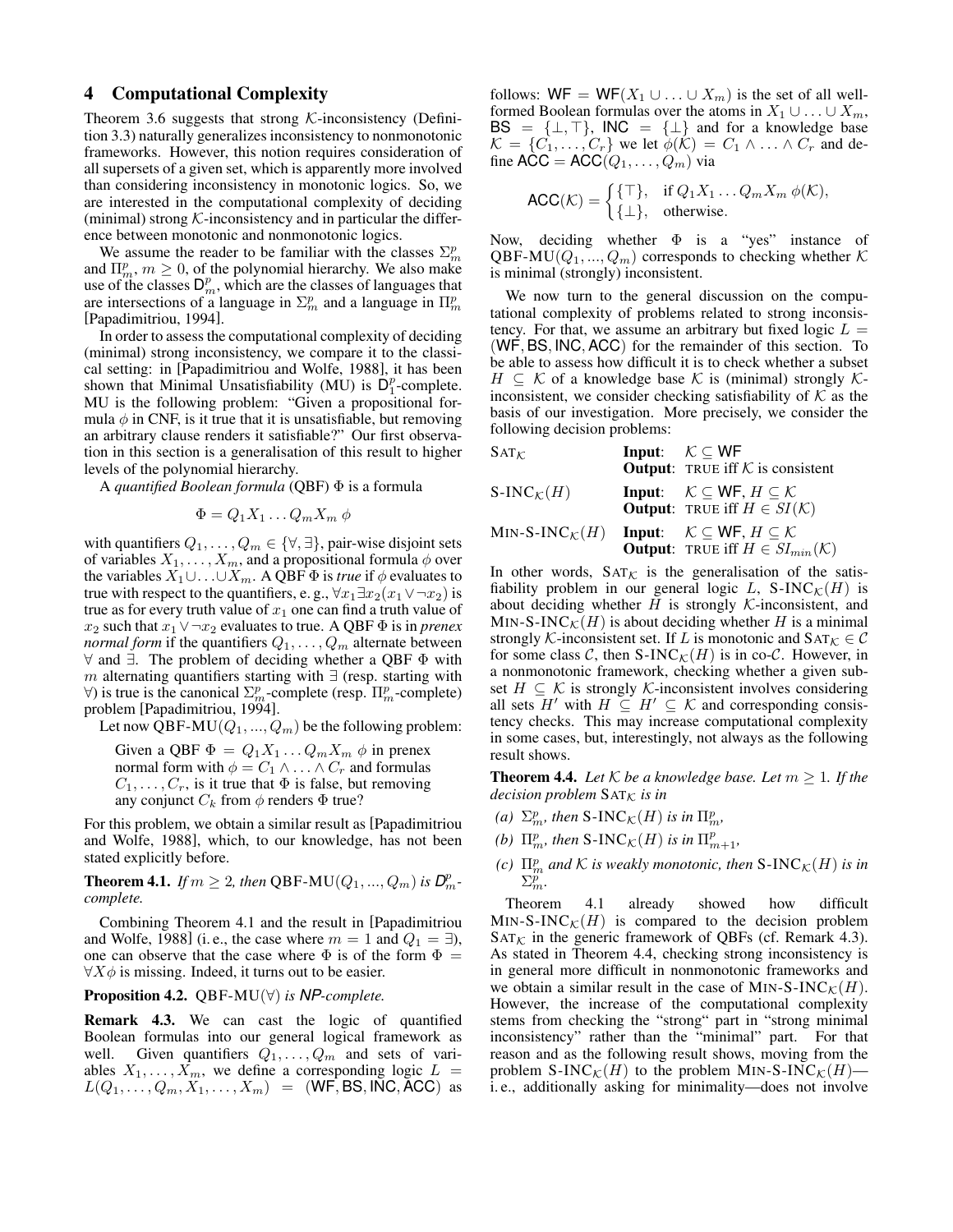## 4 Computational Complexity

Theorem 3.6 suggests that strong $\mathcal{K}$-inconsistency (Definition 3.3) naturally generalizes inconsistency to nonmonotonic frameworks. However, this notion requires consideration of all supersets of a given set, which is apparently more involved than considering inconsistency in monotonic logics. So, we are interested in the computational complexity of deciding (minimal) strong $\mathcal{K}$-inconsistency and in particular the difference between monotonic and nonmonotonic logics.

We assume the reader to be familiar with the classes $\Sigma_m^p$ and $\Pi_m^p$, $m \geq 0$, of the polynomial hierarchy. We also make use of the classes $\mathsf{D}_m^p$, which are the classes of languages that are intersections of a language in $\Sigma_m^p$ and a language in $\Pi_m^p$ [Papadimitriou, 1994].

In order to assess the computational complexity of deciding (minimal) strong inconsistency, we compare it to the classical setting: in [Papadimitriou and Wolfe, 1988], it has been shown that Minimal Unsatisfiability (MU) is $\mathsf{D}_1^p$-complete. MU is the following problem: "Given a propositional formula $\phi$ in CNF, is it true that it is unsatisfiable, but removing an arbitrary clause renders it satisfiable?" Our first observation in this section is a generalisation of this result to higher levels of the polynomial hierarchy.

A *quantified Boolean formula* (QBF) $\Phi$ is a formula

$$\Phi = Q_1 X_1 \ldots Q_m X_m \; \phi$$

with quantifiers $Q_1, \ldots, Q_m \in \{\forall, \exists\}$, pair-wise disjoint sets of variables $X_1, \ldots, X_m$, and a propositional formula $\phi$ over the variables $X_1 \cup \ldots \cup X_m$. A QBF $\Phi$ is *true* if $\phi$ evaluates to true with respect to the quantifiers, e. g., $\forall x_1 \exists x_2 (x_1 \vee \neg x_2)$ is true as for every truth value of $x_1$ one can find a truth value of $x_2$ such that $x_1 \vee \neg x_2$ evaluates to true. A QBF $\Phi$ is in *prenex normal form* if the quantifiers $Q_1, \ldots, Q_m$ alternate between $\forall$ and $\exists$. The problem of deciding whether a QBF $\Phi$ with $m$ alternating quantifiers starting with $\exists$ (resp. starting with $\forall$) is true is the canonical $\Sigma_m^p$-complete (resp. $\Pi_m^p$-complete) problem [Papadimitriou, 1994].

Let now $\text{QBF-MU}(Q_1, ..., Q_m)$ be the following problem:

> Given a QBF $\Phi = Q_1 X_1 \ldots Q_m X_m \; \phi$ in prenex normal form with $\phi = C_1 \wedge \ldots \wedge C_r$ and formulas $C_1, \ldots, C_r$, is it true that $\Phi$ is false, but removing any conjunct $C_k$ from $\phi$ renders $\Phi$ true?

For this problem, we obtain a similar result as [Papadimitriou and Wolfe, 1988], which, to our knowledge, has not been stated explicitly before.

**Theorem 4.1.** *If $m \geq 2$, then $\text{QBF-MU}(Q_1, ..., Q_m)$ is $\mathsf{D}_m^p$-complete.*

Combining Theorem 4.1 and the result in [Papadimitriou and Wolfe, 1988] (i. e., the case where $m = 1$ and $Q_1 = \exists$), one can observe that the case where $\Phi$ is of the form $\Phi = \forall X \phi$ is missing. Indeed, it turns out to be easier.

**Proposition 4.2.** $\text{QBF-MU}(\forall)$ *is* $\mathsf{NP}$*-complete.*

**Remark 4.3.** We can cast the logic of quantified Boolean formulas into our general logical framework as well. Given quantifiers $Q_1, \ldots, Q_m$ and sets of variables $X_1, \ldots, X_m$, we define a corresponding logic $L = L(Q_1, \ldots, Q_m, X_1, \ldots, X_m) = (\mathsf{WF}, \mathsf{BS}, \mathsf{INC}, \mathsf{ACC})$ as follows: $\mathsf{WF} = \mathsf{WF}(X_1 \cup \ldots \cup X_m)$ is the set of all well-formed Boolean formulas over the atoms in $X_1 \cup \ldots \cup X_m$, $\mathsf{BS} = \{\bot, \top\}$, $\mathsf{INC} = \{\bot\}$ and for a knowledge base $\mathcal{K} = \{C_1, \ldots, C_r\}$ we let $\phi(\mathcal{K}) = C_1 \wedge \ldots \wedge C_r$ and define $\mathsf{ACC} = \mathsf{ACC}(Q_1, \ldots, Q_m)$ via

$$\mathsf{ACC}(\mathcal{K}) = \begin{cases} \{\top\}, & \text{if } Q_1 X_1 \ldots Q_m X_m \; \phi(\mathcal{K}), \\ \{\bot\}, & \text{otherwise.} \end{cases}$$

Now, deciding whether $\Phi$ is a "yes" instance of $\text{QBF-MU}(Q_1, ..., Q_m)$ corresponds to checking whether $\mathcal{K}$ is minimal (strongly) inconsistent.

We now turn to the general discussion on the computational complexity of problems related to strong inconsistency. For that, we assume an arbitrary but fixed logic $L = (\mathsf{WF}, \mathsf{BS}, \mathsf{INC}, \mathsf{ACC})$ for the remainder of this section. To be able to assess how difficult it is to check whether a subset $H \subseteq \mathcal{K}$ of a knowledge base $\mathcal{K}$ is (minimal) strongly $\mathcal{K}$-inconsistent, we consider checking satisfiability of $\mathcal{K}$ as the basis of our investigation. More precisely, we consider the following decision problems:

| | |
|---|---|
| $\text{SAT}_\mathcal{K}$ | **Input**: $\mathcal{K} \subseteq \mathsf{WF}$ <br> **Output**: TRUE iff $\mathcal{K}$ is consistent |
| $\text{S-INC}_\mathcal{K}(H)$ | **Input**: $\mathcal{K} \subseteq \mathsf{WF}$, $H \subseteq \mathcal{K}$ <br> **Output**: TRUE iff $H \in SI(\mathcal{K})$ |
| $\text{MIN-S-INC}_\mathcal{K}(H)$ | **Input**: $\mathcal{K} \subseteq \mathsf{WF}$, $H \subseteq \mathcal{K}$ <br> **Output**: TRUE iff $H \in SI_{min}(\mathcal{K})$ |

In other words, $\text{SAT}_\mathcal{K}$ is the generalisation of the satisfiability problem in our general logic $L$, $\text{S-INC}_\mathcal{K}(H)$ is about deciding whether $H$ is strongly $\mathcal{K}$-inconsistent, and $\text{MIN-S-INC}_\mathcal{K}(H)$ is about deciding whether $H$ is a minimal strongly $\mathcal{K}$-inconsistent set. If $L$ is monotonic and $\text{SAT}_\mathcal{K} \in \mathcal{C}$ for some class $\mathcal{C}$, then $\text{S-INC}_\mathcal{K}(H)$ is in co-$\mathcal{C}$. However, in a nonmonotonic framework, checking whether a given subset $H \subseteq \mathcal{K}$ is strongly $\mathcal{K}$-inconsistent involves considering all sets $H'$ with $H \subseteq H' \subseteq \mathcal{K}$ and corresponding consistency checks. This may increase computational complexity in some cases, but, interestingly, not always as the following result shows.

**Theorem 4.4.** *Let $\mathcal{K}$ be a knowledge base. Let $m \geq 1$. If the decision problem $\text{SAT}_\mathcal{K}$ is in*

*(a) $\Sigma_m^p$, then $\text{S-INC}_\mathcal{K}(H)$ is in $\Pi_m^p$,*

*(b) $\Pi_m^p$, then $\text{S-INC}_\mathcal{K}(H)$ is in $\Pi_{m+1}^p$,*

*(c) $\Pi_m^p$ and $\mathcal{K}$ is weakly monotonic, then $\text{S-INC}_\mathcal{K}(H)$ is in $\Sigma_m^p$.*

Theorem 4.1 already showed how difficult $\text{MIN-S-INC}_\mathcal{K}(H)$ is compared to the decision problem $\text{SAT}_\mathcal{K}$ in the generic framework of QBFs (cf. Remark 4.3). As stated in Theorem 4.4, checking strong inconsistency is in general more difficult in nonmonotonic frameworks and we obtain a similar result in the case of $\text{MIN-S-INC}_\mathcal{K}(H)$. However, the increase of the computational complexity stems from checking the "strong" part in "strong minimal inconsistency" rather than the "minimal" part. For that reason and as the following result shows, moving from the problem $\text{S-INC}_\mathcal{K}(H)$ to the problem $\text{MIN-S-INC}_\mathcal{K}(H)$—i. e., additionally asking for minimality—does not involve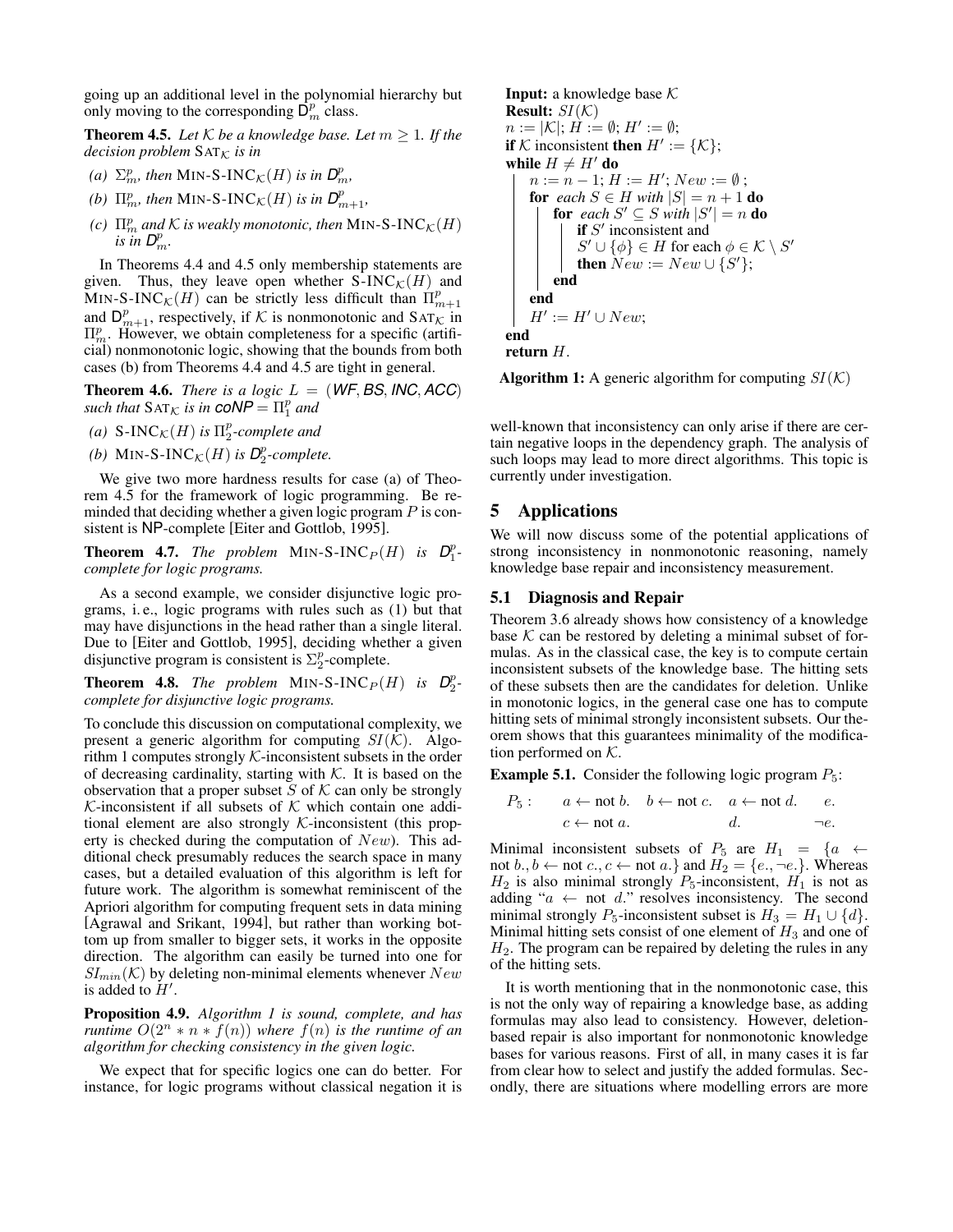going up an additional level in the polynomial hierarchy but only moving to the corresponding $\mathsf{D}^p_m$ class.

**Theorem 4.5.** *Let $\mathcal{K}$ be a knowledge base. Let $m \geq 1$. If the decision problem* $\text{SAT}_\mathcal{K}$ *is in*

- *(a) $\Sigma^p_m$, then* $\text{MIN-S-INC}_\mathcal{K}(H)$ *is in $\mathsf{D}^p_m$,*
- *(b) $\Pi^p_m$, then* $\text{MIN-S-INC}_\mathcal{K}(H)$ *is in $\mathsf{D}^p_{m+1}$,*
- *(c) $\Pi^p_m$ and $\mathcal{K}$ is weakly monotonic, then* $\text{MIN-S-INC}_\mathcal{K}(H)$ *is in $\mathsf{D}^p_m$.*

In Theorems 4.4 and 4.5 only membership statements are given. Thus, they leave open whether $\text{S-INC}_\mathcal{K}(H)$ and $\text{MIN-S-INC}_\mathcal{K}(H)$ can be strictly less difficult than $\Pi^p_{m+1}$ and $\mathsf{D}^p_{m+1}$, respectively, if $\mathcal{K}$ is nonmonotonic and $\text{SAT}_\mathcal{K}$ in $\Pi^p_m$. However, we obtain completeness for a specific (artificial) nonmonotonic logic, showing that the bounds from both cases (b) from Theorems 4.4 and 4.5 are tight in general.

**Theorem 4.6.** *There is a logic $L = (\mathit{WF}, \mathit{BS}, \mathit{INC}, \mathit{ACC})$ such that* $\text{SAT}_\mathcal{K}$ *is in $\mathsf{coNP} = \Pi^p_1$ and*

- *(a)* $\text{S-INC}_\mathcal{K}(H)$ *is $\Pi^p_2$-complete and*
- *(b)* $\text{MIN-S-INC}_\mathcal{K}(H)$ *is $\mathsf{D}^p_2$-complete.*

We give two more hardness results for case (a) of Theorem 4.5 for the framework of logic programming. Be reminded that deciding whether a given logic program $P$ is consistent is NP-complete [Eiter and Gottlob, 1995].

**Theorem 4.7.** *The problem* $\text{MIN-S-INC}_P(H)$ *is $\mathsf{D}^p_1$-complete for logic programs.*

As a second example, we consider disjunctive logic programs, i. e., logic programs with rules such as (1) but that may have disjunctions in the head rather than a single literal. Due to [Eiter and Gottlob, 1995], deciding whether a given disjunctive program is consistent is $\Sigma^p_2$-complete.

**Theorem 4.8.** *The problem* $\text{MIN-S-INC}_P(H)$ *is $\mathsf{D}^p_2$-complete for disjunctive logic programs.*

To conclude this discussion on computational complexity, we present a generic algorithm for computing $SI(\mathcal{K})$. Algorithm 1 computes strongly $\mathcal{K}$-inconsistent subsets in the order of decreasing cardinality, starting with $\mathcal{K}$. It is based on the observation that a proper subset $S$ of $\mathcal{K}$ can only be strongly $\mathcal{K}$-inconsistent if all subsets of $\mathcal{K}$ which contain one additional element are also strongly $\mathcal{K}$-inconsistent (this property is checked during the computation of $New$). This additional check presumably reduces the search space in many cases, but a detailed evaluation of this algorithm is left for future work. The algorithm is somewhat reminiscent of the Apriori algorithm for computing frequent sets in data mining [Agrawal and Srikant, 1994], but rather than working bottom up from smaller to bigger sets, it works in the opposite direction. The algorithm can easily be turned into one for $SI_{min}(\mathcal{K})$ by deleting non-minimal elements whenever $New$ is added to $H'$.

**Proposition 4.9.** *Algorithm 1 is sound, complete, and has runtime $O(2^n * n * f(n))$ where $f(n)$ is the runtime of an algorithm for checking consistency in the given logic.*

We expect that for specific logics one can do better. For instance, for logic programs without classical negation it is

```
Input: a knowledge base K
Result: SI(K)
n := |K|; H := ∅; H' := ∅;
if K inconsistent then H' := {K};
while H ≠ H' do
    n := n − 1; H := H'; New := ∅ ;
    for each S ∈ H with |S| = n + 1 do
        for each S' ⊆ S with |S'| = n do
            if S' inconsistent and
               S' ∪ {φ} ∈ H for each φ ∈ K \ S'
            then New := New ∪ {S'};
        end
    end
    H' := H' ∪ New;
end
return H.
```

**Algorithm 1:** A generic algorithm for computing $SI(\mathcal{K})$

well-known that inconsistency can only arise if there are certain negative loops in the dependency graph. The analysis of such loops may lead to more direct algorithms. This topic is currently under investigation.

## 5 Applications

We will now discuss some of the potential applications of strong inconsistency in nonmonotonic reasoning, namely knowledge base repair and inconsistency measurement.

### 5.1 Diagnosis and Repair

Theorem 3.6 already shows how consistency of a knowledge base $\mathcal{K}$ can be restored by deleting a minimal subset of formulas. As in the classical case, the key is to compute certain inconsistent subsets of the knowledge base. The hitting sets of these subsets then are the candidates for deletion. Unlike in monotonic logics, in the general case one has to compute hitting sets of minimal strongly inconsistent subsets. Our theorem shows that this guarantees minimality of the modification performed on $\mathcal{K}$.

**Example 5.1.** Consider the following logic program $P_5$:

$$
\begin{array}{llllll}
P_5: & a \leftarrow \text{not } b. & b \leftarrow \text{not } c. & a \leftarrow \text{not } d. & e. \\
 & c \leftarrow \text{not } a. & & d. & \neg e.
\end{array}
$$

Minimal inconsistent subsets of $P_5$ are $H_1 = \{a \leftarrow \text{not } b., b \leftarrow \text{not } c., c \leftarrow \text{not } a.\}$ and $H_2 = \{e., \neg e.\}$. Whereas $H_2$ is also minimal strongly $P_5$-inconsistent, $H_1$ is not as adding "$a \leftarrow$ not $d$." resolves inconsistency. The second minimal strongly $P_5$-inconsistent subset is $H_3 = H_1 \cup \{d\}$. Minimal hitting sets consist of one element of $H_3$ and one of $H_2$. The program can be repaired by deleting the rules in any of the hitting sets.

It is worth mentioning that in the nonmonotonic case, this is not the only way of repairing a knowledge base, as adding formulas may also lead to consistency. However, deletion-based repair is also important for nonmonotonic knowledge bases for various reasons. First of all, in many cases it is far from clear how to select and justify the added formulas. Secondly, there are situations where modelling errors are more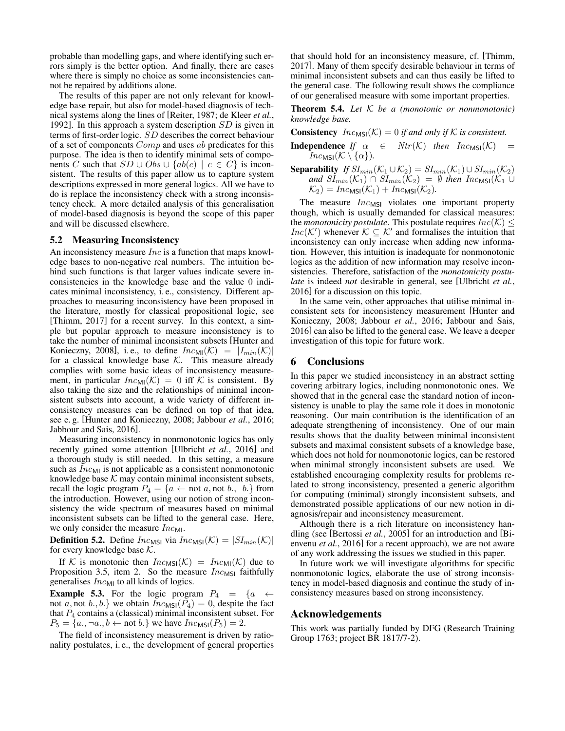probable than modelling gaps, and where identifying such errors simply is the better option. And finally, there are cases where there is simply no choice as some inconsistencies cannot be repaired by additions alone.

The results of this paper are not only relevant for knowledge base repair, but also for model-based diagnosis of technical systems along the lines of [Reiter, 1987; de Kleer *et al.*, 1992]. In this approach a system description $SD$ is given in terms of first-order logic. $SD$ describes the correct behaviour of a set of components $Comp$ and uses $ab$ predicates for this purpose. The idea is then to identify minimal sets of components $C$ such that $SD \cup Obs \cup \{ab(c) \mid c \in C\}$ is inconsistent. The results of this paper allow us to capture system descriptions expressed in more general logics. All we have to do is replace the inconsistency check with a strong inconsistency check. A more detailed analysis of this generalisation of model-based diagnosis is beyond the scope of this paper and will be discussed elsewhere.

### 5.2 Measuring Inconsistency

An inconsistency measure $Inc$ is a function that maps knowledge bases to non-negative real numbers. The intuition behind such functions is that larger values indicate severe inconsistencies in the knowledge base and the value 0 indicates minimal inconsistency, i. e., consistency. Different approaches to measuring inconsistency have been proposed in the literature, mostly for classical propositional logic, see [Thimm, 2017] for a recent survey. In this context, a simple but popular approach to measure inconsistency is to take the number of minimal inconsistent subsets [Hunter and Konieczny, 2008], i. e., to define $Inc_{\mathsf{MI}}(\mathcal{K}) = |I_{min}(\mathcal{K})|$ for a classical knowledge base $\mathcal{K}$. This measure already complies with some basic ideas of inconsistency measurement, in particular $Inc_{\mathsf{MI}}(\mathcal{K}) = 0$ iff $\mathcal{K}$ is consistent. By also taking the size and the relationships of minimal inconsistent subsets into account, a wide variety of different inconsistency measures can be defined on top of that idea, see e. g. [Hunter and Konieczny, 2008; Jabbour *et al.*, 2016; Jabbour and Sais, 2016].

Measuring inconsistency in nonmonotonic logics has only recently gained some attention [Ulbricht *et al.*, 2016] and a thorough study is still needed. In this setting, a measure such as $Inc_{\mathsf{MI}}$ is not applicable as a consistent nonmonotonic knowledge base $\mathcal{K}$ may contain minimal inconsistent subsets, recall the logic program $P_4 = \{a \leftarrow \text{not } a, \text{not } b., \;\; b.\}$ from the introduction. However, using our notion of strong inconsistency the wide spectrum of measures based on minimal inconsistent subsets can be lifted to the general case. Here, we only consider the measure $Inc_{\mathsf{MI}}$.

**Definition 5.2.** Define $Inc_{\mathsf{MSI}}$ via $Inc_{\mathsf{MSI}}(\mathcal{K}) = |SI_{min}(\mathcal{K})|$ for every knowledge base $\mathcal{K}$.

If $\mathcal{K}$ is monotonic then $Inc_{\mathsf{MSI}}(\mathcal{K}) = Inc_{\mathsf{MI}}(\mathcal{K})$ due to Proposition 3.5, item 2. So the measure $Inc_{\mathsf{MSI}}$ faithfully generalises $Inc_{\mathsf{MI}}$ to all kinds of logics.

**Example 5.3.** For the logic program $P_4 = \{a \leftarrow \text{not } a, \text{not } b., b.\}$ we obtain $Inc_{\mathsf{MSI}}(P_4) = 0$, despite the fact that $P_4$ contains a (classical) minimal inconsistent subset. For $P_5 = \{a., \neg a., b \leftarrow \text{not } b.\}$ we have $Inc_{\mathsf{MSI}}(P_5) = 2$.

The field of inconsistency measurement is driven by rationality postulates, i. e., the development of general properties that should hold for an inconsistency measure, cf. [Thimm, 2017]. Many of them specify desirable behaviour in terms of minimal inconsistent subsets and can thus easily be lifted to the general case. The following result shows the compliance of our generalised measure with some important properties.

**Theorem 5.4.** *Let $\mathcal{K}$ be a (monotonic or nonmonotonic) knowledge base.*

**Consistency** *$Inc_{\mathsf{MSI}}(\mathcal{K}) = 0$ if and only if $\mathcal{K}$ is consistent.*

**Independence** *If $\alpha \in Ntr(\mathcal{K})$ then $Inc_{\mathsf{MSI}}(\mathcal{K}) = Inc_{\mathsf{MSI}}(\mathcal{K} \setminus \{\alpha\})$.*

**Separability** *If $SI_{min}(\mathcal{K}_1 \cup \mathcal{K}_2) = SI_{min}(\mathcal{K}_1) \cup SI_{min}(\mathcal{K}_2)$ and $SI_{min}(\mathcal{K}_1) \cap SI_{min}(\mathcal{K}_2) = \emptyset$ then $Inc_{\mathsf{MSI}}(\mathcal{K}_1 \cup \mathcal{K}_2) = Inc_{\mathsf{MSI}}(\mathcal{K}_1) + Inc_{\mathsf{MSI}}(\mathcal{K}_2)$.*

The measure $Inc_{\mathsf{MSI}}$ violates one important property though, which is usually demanded for classical measures: the *monotonicity postulate*. This postulate requires $Inc(\mathcal{K}) \leq Inc(\mathcal{K}')$ whenever $\mathcal{K} \subseteq \mathcal{K}'$ and formalises the intuition that inconsistency can only increase when adding new information. However, this intuition is inadequate for nonmonotonic logics as the addition of new information may resolve inconsistencies. Therefore, satisfaction of the *monotonicity postulate* is indeed *not* desirable in general, see [Ulbricht *et al.*, 2016] for a discussion on this topic.

In the same vein, other approaches that utilise minimal inconsistent sets for inconsistency measurement [Hunter and Konieczny, 2008; Jabbour *et al.*, 2016; Jabbour and Sais, 2016] can also be lifted to the general case. We leave a deeper investigation of this topic for future work.

## 6 Conclusions

In this paper we studied inconsistency in an abstract setting covering arbitrary logics, including nonmonotonic ones. We showed that in the general case the standard notion of inconsistency is unable to play the same role it does in monotonic reasoning. Our main contribution is the identification of an adequate strengthening of inconsistency. One of our main results shows that the duality between minimal inconsistent subsets and maximal consistent subsets of a knowledge base, which does not hold for nonmonotonic logics, can be restored when minimal strongly inconsistent subsets are used. We established encouraging complexity results for problems related to strong inconsistency, presented a generic algorithm for computing (minimal) strongly inconsistent subsets, and demonstrated possible applications of our new notion in diagnosis/repair and inconsistency measurement.

Although there is a rich literature on inconsistency handling (see [Bertossi *et al.*, 2005] for an introduction and [Bienvenu *et al.*, 2016] for a recent approach), we are not aware of any work addressing the issues we studied in this paper.

In future work we will investigate algorithms for specific nonmonotonic logics, elaborate the use of strong inconsistency in model-based diagnosis and continue the study of inconsistency measures based on strong inconsistency.

## Acknowledgements

This work was partially funded by DFG (Research Training Group 1763; project BR 1817/7-2).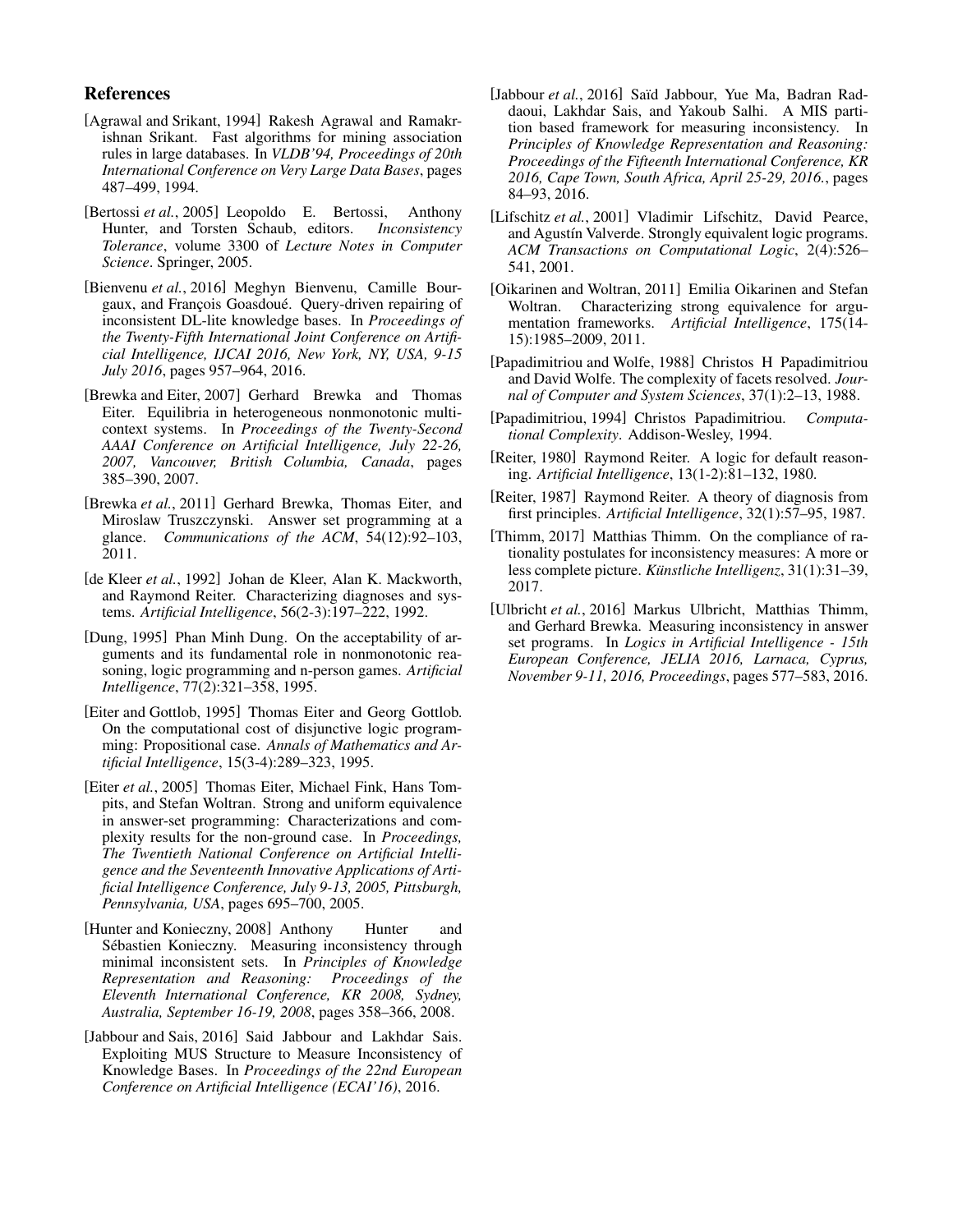## References

[Agrawal and Srikant, 1994] Rakesh Agrawal and Ramakrishnan Srikant. Fast algorithms for mining association rules in large databases. In *VLDB'94, Proceedings of 20th International Conference on Very Large Data Bases*, pages 487–499, 1994.

[Bertossi *et al.*, 2005] Leopoldo E. Bertossi, Anthony Hunter, and Torsten Schaub, editors. *Inconsistency Tolerance*, volume 3300 of *Lecture Notes in Computer Science*. Springer, 2005.

[Bienvenu *et al.*, 2016] Meghyn Bienvenu, Camille Bourgaux, and François Goasdoué. Query-driven repairing of inconsistent DL-lite knowledge bases. In *Proceedings of the Twenty-Fifth International Joint Conference on Artificial Intelligence, IJCAI 2016, New York, NY, USA, 9-15 July 2016*, pages 957–964, 2016.

[Brewka and Eiter, 2007] Gerhard Brewka and Thomas Eiter. Equilibria in heterogeneous nonmonotonic multi-context systems. In *Proceedings of the Twenty-Second AAAI Conference on Artificial Intelligence, July 22-26, 2007, Vancouver, British Columbia, Canada*, pages 385–390, 2007.

[Brewka *et al.*, 2011] Gerhard Brewka, Thomas Eiter, and Miroslaw Truszczynski. Answer set programming at a glance. *Communications of the ACM*, 54(12):92–103, 2011.

[de Kleer *et al.*, 1992] Johan de Kleer, Alan K. Mackworth, and Raymond Reiter. Characterizing diagnoses and systems. *Artificial Intelligence*, 56(2-3):197–222, 1992.

[Dung, 1995] Phan Minh Dung. On the acceptability of arguments and its fundamental role in nonmonotonic reasoning, logic programming and n-person games. *Artificial Intelligence*, 77(2):321–358, 1995.

[Eiter and Gottlob, 1995] Thomas Eiter and Georg Gottlob. On the computational cost of disjunctive logic programming: Propositional case. *Annals of Mathematics and Artificial Intelligence*, 15(3-4):289–323, 1995.

[Eiter *et al.*, 2005] Thomas Eiter, Michael Fink, Hans Tompits, and Stefan Woltran. Strong and uniform equivalence in answer-set programming: Characterizations and complexity results for the non-ground case. In *Proceedings, The Twentieth National Conference on Artificial Intelligence and the Seventeenth Innovative Applications of Artificial Intelligence Conference, July 9-13, 2005, Pittsburgh, Pennsylvania, USA*, pages 695–700, 2005.

[Hunter and Konieczny, 2008] Anthony Hunter and Sébastien Konieczny. Measuring inconsistency through minimal inconsistent sets. In *Principles of Knowledge Representation and Reasoning: Proceedings of the Eleventh International Conference, KR 2008, Sydney, Australia, September 16-19, 2008*, pages 358–366, 2008.

[Jabbour and Sais, 2016] Said Jabbour and Lakhdar Sais. Exploiting MUS Structure to Measure Inconsistency of Knowledge Bases. In *Proceedings of the 22nd European Conference on Artificial Intelligence (ECAI'16)*, 2016.

[Jabbour *et al.*, 2016] Saïd Jabbour, Yue Ma, Badran Raddaoui, Lakhdar Sais, and Yakoub Salhi. A MIS partition based framework for measuring inconsistency. In *Principles of Knowledge Representation and Reasoning: Proceedings of the Fifteenth International Conference, KR 2016, Cape Town, South Africa, April 25-29, 2016.*, pages 84–93, 2016.

[Lifschitz *et al.*, 2001] Vladimir Lifschitz, David Pearce, and Agustín Valverde. Strongly equivalent logic programs. *ACM Transactions on Computational Logic*, 2(4):526–541, 2001.

[Oikarinen and Woltran, 2011] Emilia Oikarinen and Stefan Woltran. Characterizing strong equivalence for argumentation frameworks. *Artificial Intelligence*, 175(14-15):1985–2009, 2011.

[Papadimitriou and Wolfe, 1988] Christos H Papadimitriou and David Wolfe. The complexity of facets resolved. *Journal of Computer and System Sciences*, 37(1):2–13, 1988.

[Papadimitriou, 1994] Christos Papadimitriou. *Computational Complexity*. Addison-Wesley, 1994.

[Reiter, 1980] Raymond Reiter. A logic for default reasoning. *Artificial Intelligence*, 13(1-2):81–132, 1980.

[Reiter, 1987] Raymond Reiter. A theory of diagnosis from first principles. *Artificial Intelligence*, 32(1):57–95, 1987.

[Thimm, 2017] Matthias Thimm. On the compliance of rationality postulates for inconsistency measures: A more or less complete picture. *Künstliche Intelligenz*, 31(1):31–39, 2017.

[Ulbricht *et al.*, 2016] Markus Ulbricht, Matthias Thimm, and Gerhard Brewka. Measuring inconsistency in answer set programs. In *Logics in Artificial Intelligence - 15th European Conference, JELIA 2016, Larnaca, Cyprus, November 9-11, 2016, Proceedings*, pages 577–583, 2016.